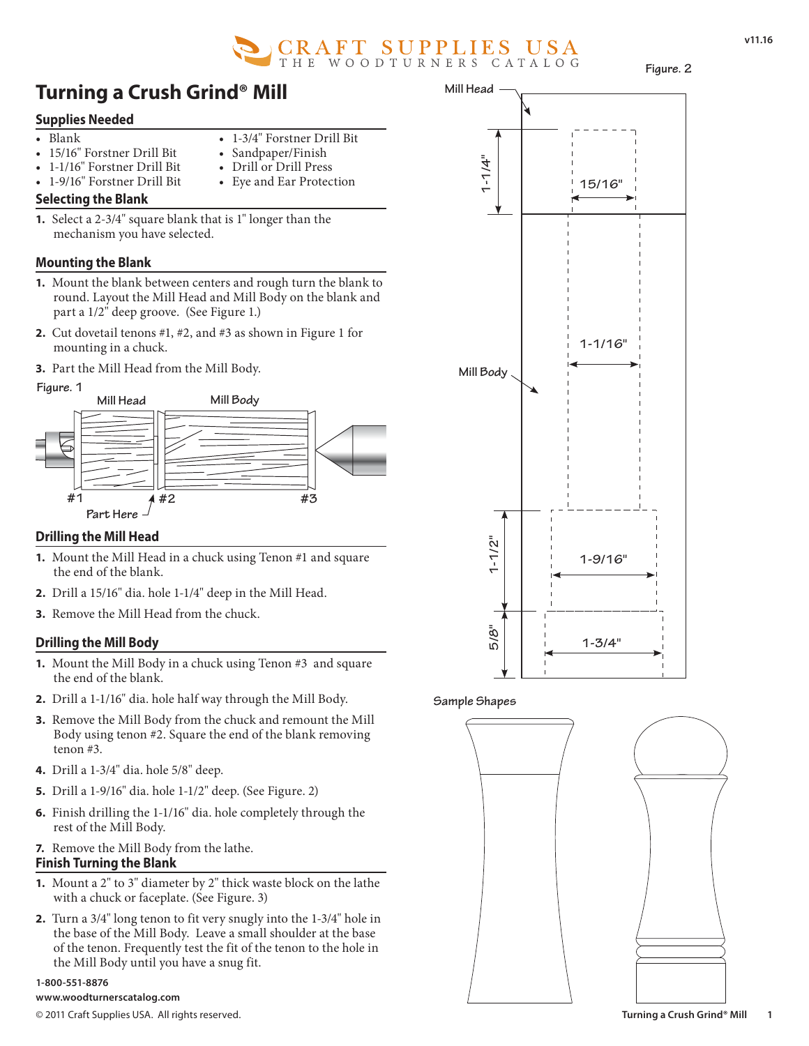# Turning a Crush Grind® Mill

## Supplies Needed

- Blank
- 15/16" Forstner Drill Bit
- 1-1/16" Forstner Drill Bit
- 1-9/16" Forstner Drill Bit
- 1-3/4" Forstner Drill Bit
- Sandpaper/Finish
- Drill or Drill Press
- Eye and Ear Protection

## Selecting the Blank

1. Select a 2-3/4" square blank that is 1" longer than the mechanism you have selected.

## Mounting the Blank

1. Mount the blank between centers and rough turn the blank to round. Layout the Mill Head and Mill Body on the blank and part a 1/2" deep groove. (See Figure 1.)
2. Cut dovetail tenons #1, #2, and #3 as shown in Figure 1 for mounting in a chuck.
3. Part the Mill Head from the Mill Body.

Figure. 1

Mill Head — Mill Body — #1 — #2 — #3 — Part Here

## Drilling the Mill Head

1. Mount the Mill Head in a chuck using Tenon #1 and square the end of the blank.
2. Drill a 15/16" dia. hole 1-1/4" deep in the Mill Head.
3. Remove the Mill Head from the chuck.

## Drilling the Mill Body

1. Mount the Mill Body in a chuck using Tenon #3 and square the end of the blank.
2. Drill a 1-1/16" dia. hole half way through the Mill Body.
3. Remove the Mill Body from the chuck and remount the Mill Body using tenon #2. Square the end of the blank removing tenon #3.
4. Drill a 1-3/4" dia. hole 5/8" deep.
5. Drill a 1-9/16" dia. hole 1-1/2" deep. (See Figure. 2)
6. Finish drilling the 1-1/16" dia. hole completely through the rest of the Mill Body.
7. Remove the Mill Body from the lathe.

## Finish Turning the Blank

1. Mount a 2" to 3" diameter by 2" thick waste block on the lathe with a chuck or faceplate. (See Figure. 3)
2. Turn a 3/4" long tenon to fit very snugly into the 1-3/4" hole in the base of the Mill Body. Leave a small shoulder at the base of the tenon. Frequently test the fit of the tenon to the hole in the Mill Body until you have a snug fit.

Figure. 2

Mill Head — 1-1/4" — 15/16" — Mill Body — 1-1/16" — 1-1/2" — 1-9/16" — 5/8" — 1-3/4"

Sample Shapes

1-800-551-8876
www.woodturnerscatalog.com
© 2011 Craft Supplies USA. All rights reserved.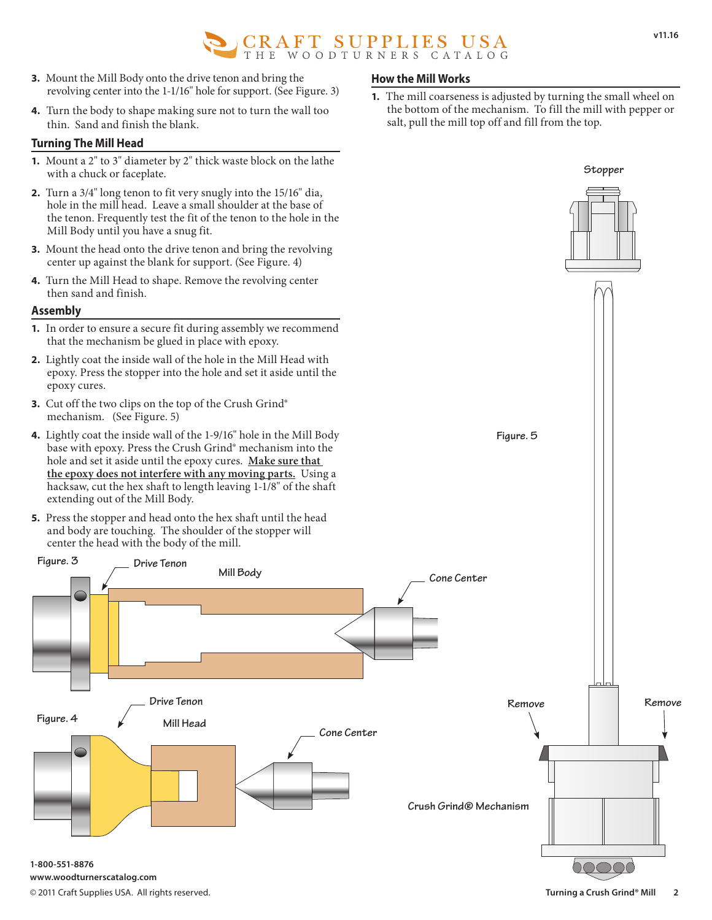3. Mount the Mill Body onto the drive tenon and bring the revolving center into the 1-1/16" hole for support. (See Figure. 3)
4. Turn the body to shape making sure not to turn the wall too thin. Sand and finish the blank.

## Turning The Mill Head

1. Mount a 2" to 3" diameter by 2" thick waste block on the lathe with a chuck or faceplate.
2. Turn a 3/4" long tenon to fit very snugly into the 15/16" dia, hole in the mill head. Leave a small shoulder at the base of the tenon. Frequently test the fit of the tenon to the hole in the Mill Body until you have a snug fit.
3. Mount the head onto the drive tenon and bring the revolving center up against the blank for support. (See Figure. 4)
4. Turn the Mill Head to shape. Remove the revolving center then sand and finish.

## Assembly

1. In order to ensure a secure fit during assembly we recommend that the mechanism be glued in place with epoxy.
2. Lightly coat the inside wall of the hole in the Mill Head with epoxy. Press the stopper into the hole and set it aside until the epoxy cures.
3. Cut off the two clips on the top of the Crush Grind® mechanism. (See Figure. 5)
4. Lightly coat the inside wall of the 1-9/16" hole in the Mill Body base with epoxy. Press the Crush Grind® mechanism into the hole and set it aside until the epoxy cures. **Make sure that the epoxy does not interfere with any moving parts.** Using a hacksaw, cut the hex shaft to length leaving 1-1/8" of the shaft extending out of the Mill Body.
5. Press the stopper and head onto the hex shaft until the head and body are touching. The shoulder of the stopper will center the head with the body of the mill.

## How the Mill Works

1. The mill coarseness is adjusted by turning the small wheel on the bottom of the mechanism. To fill the mill with pepper or salt, pull the mill top off and fill from the top.

Figure. 3

Drive Tenon

Mill Body

Cone Center

Figure. 4

Drive Tenon

Mill Head

Cone Center

Figure. 5

Stopper

Remove

Remove

Crush Grind® Mechanism

1-800-551-8876
www.woodturnerscatalog.com
© 2011 Craft Supplies USA. All rights reserved.